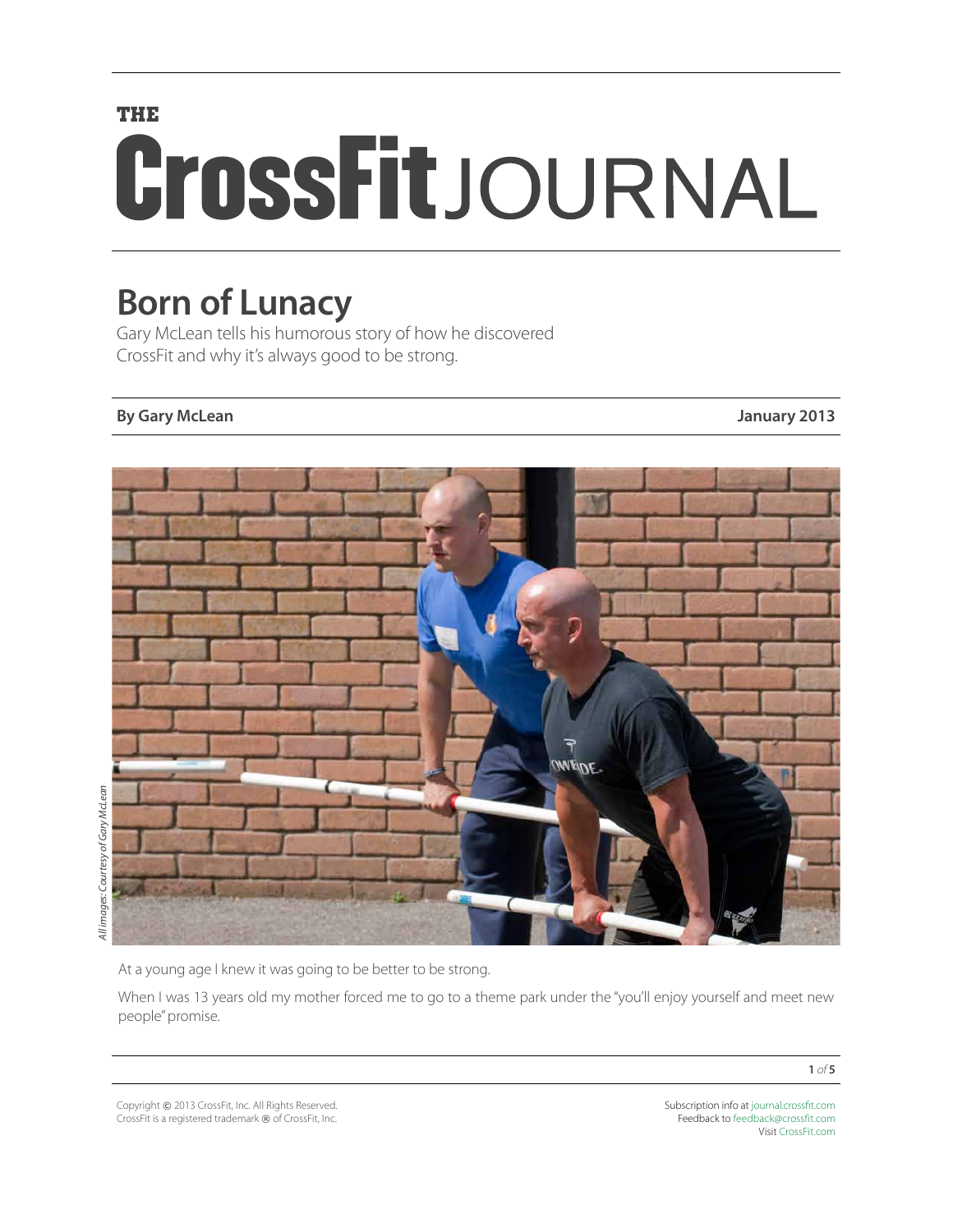# Born of Lunacy

Gary McLean tells his humorous story of how he discovered CrossFit and why it's always good to be strong.

**By Gary McLean** **January 2013**

*All images: Courtesy of Gary McLean*

At a young age I knew it was going to be better to be strong.

When I was 13 years old my mother forced me to go to a theme park under the "you'll enjoy yourself and meet new people" promise.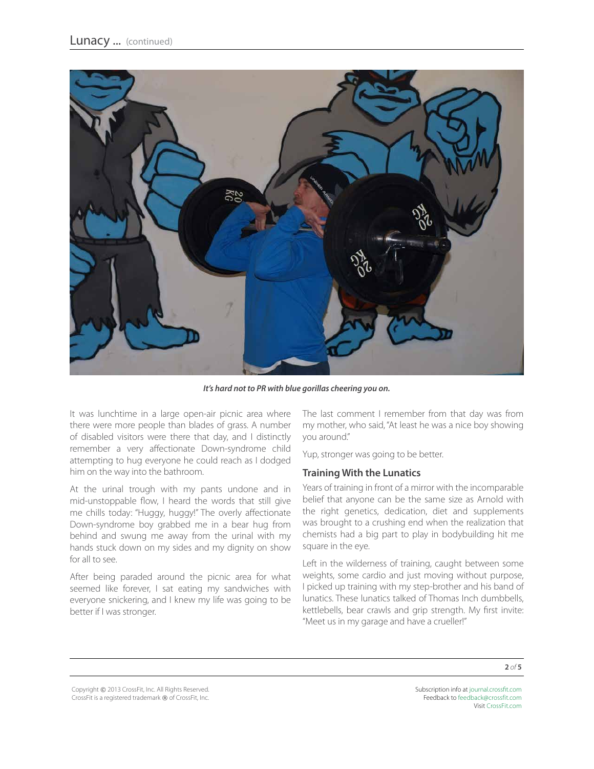*It's hard not to PR with blue gorillas cheering you on.*

It was lunchtime in a large open-air picnic area where there were more people than blades of grass. A number of disabled visitors were there that day, and I distinctly remember a very affectionate Down-syndrome child attempting to hug everyone he could reach as I dodged him on the way into the bathroom.

At the urinal trough with my pants undone and in mid-unstoppable flow, I heard the words that still give me chills today: "Huggy, huggy!" The overly affectionate Down-syndrome boy grabbed me in a bear hug from behind and swung me away from the urinal with my hands stuck down on my sides and my dignity on show for all to see.

After being paraded around the picnic area for what seemed like forever, I sat eating my sandwiches with everyone snickering, and I knew my life was going to be better if I was stronger.

The last comment I remember from that day was from my mother, who said, "At least he was a nice boy showing you around."

Yup, stronger was going to be better.

### Training With the Lunatics

Years of training in front of a mirror with the incomparable belief that anyone can be the same size as Arnold with the right genetics, dedication, diet and supplements was brought to a crushing end when the realization that chemists had a big part to play in bodybuilding hit me square in the eye.

Left in the wilderness of training, caught between some weights, some cardio and just moving without purpose, I picked up training with my step-brother and his band of lunatics. These lunatics talked of Thomas Inch dumbbells, kettlebells, bear crawls and grip strength. My first invite: "Meet us in my garage and have a crueller!"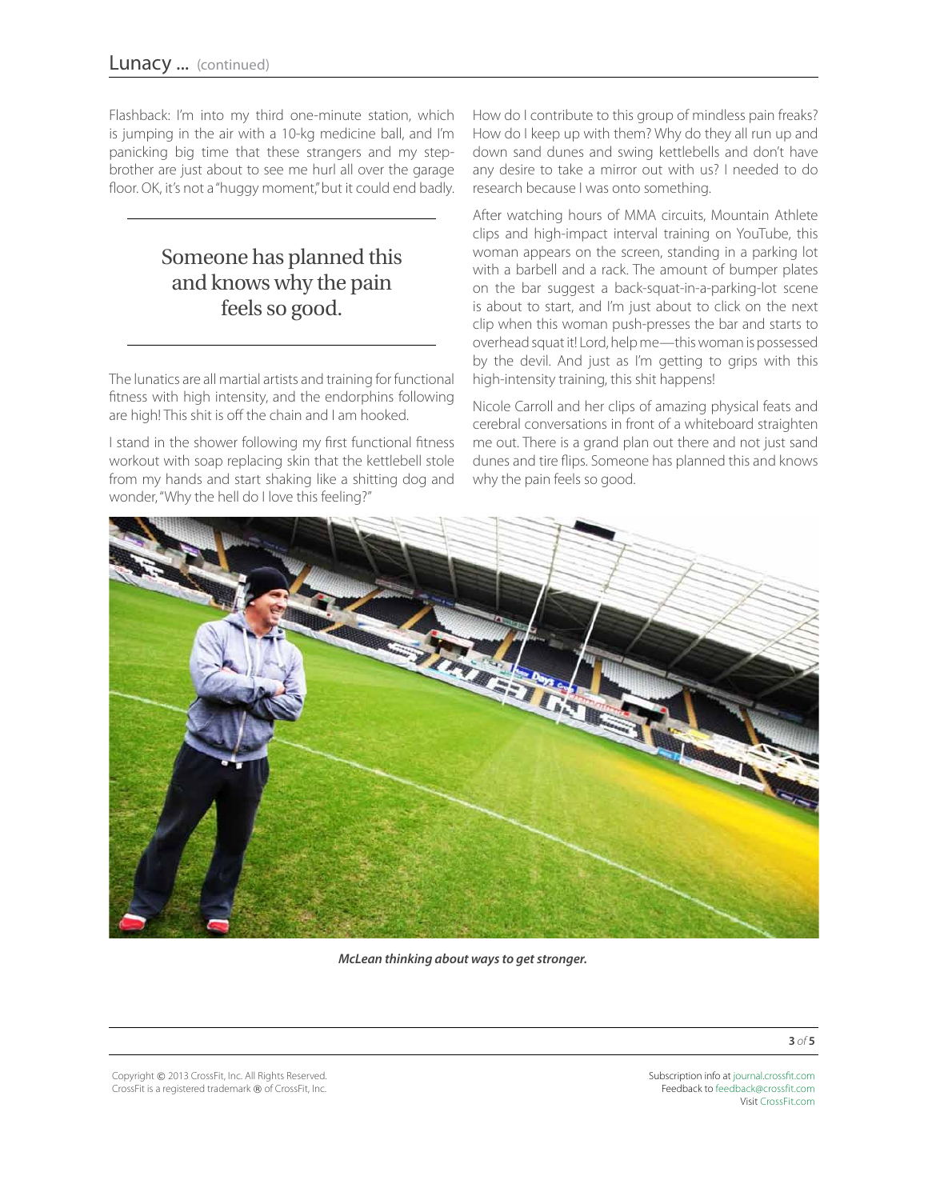Flashback: I'm into my third one-minute station, which is jumping in the air with a 10-kg medicine ball, and I'm panicking big time that these strangers and my step-brother are just about to see me hurl all over the garage floor. OK, it's not a "huggy moment," but it could end badly.

> Someone has planned this and knows why the pain feels so good.

The lunatics are all martial artists and training for functional fitness with high intensity, and the endorphins following are high! This shit is off the chain and I am hooked.

I stand in the shower following my first functional fitness workout with soap replacing skin that the kettlebell stole from my hands and start shaking like a shitting dog and wonder, "Why the hell do I love this feeling?"

How do I contribute to this group of mindless pain freaks? How do I keep up with them? Why do they all run up and down sand dunes and swing kettlebells and don't have any desire to take a mirror out with us? I needed to do research because I was onto something.

After watching hours of MMA circuits, Mountain Athlete clips and high-impact interval training on YouTube, this woman appears on the screen, standing in a parking lot with a barbell and a rack. The amount of bumper plates on the bar suggest a back-squat-in-a-parking-lot scene is about to start, and I'm just about to click on the next clip when this woman push-presses the bar and starts to overhead squat it! Lord, help me—this woman is possessed by the devil. And just as I'm getting to grips with this high-intensity training, this shit happens!

Nicole Carroll and her clips of amazing physical feats and cerebral conversations in front of a whiteboard straighten me out. There is a grand plan out there and not just sand dunes and tire flips. Someone has planned this and knows why the pain feels so good.

***McLean thinking about ways to get stronger.***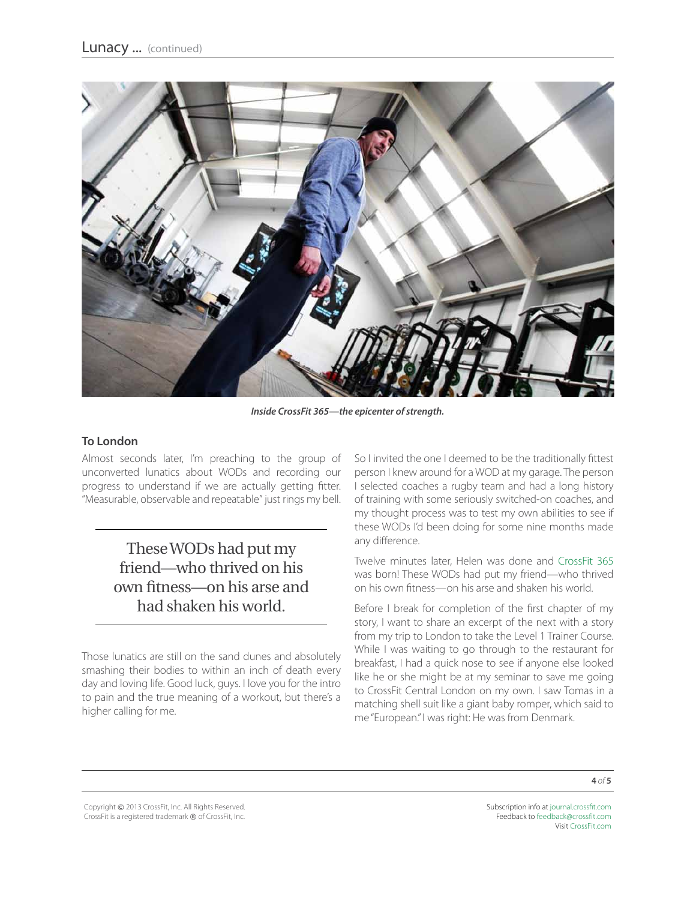*Inside CrossFit 365—the epicenter of strength.*

### To London

Almost seconds later, I'm preaching to the group of unconverted lunatics about WODs and recording our progress to understand if we are actually getting fitter. "Measurable, observable and repeatable" just rings my bell.

> These WODs had put my friend—who thrived on his own fitness—on his arse and had shaken his world.

Those lunatics are still on the sand dunes and absolutely smashing their bodies to within an inch of death every day and loving life. Good luck, guys. I love you for the intro to pain and the true meaning of a workout, but there's a higher calling for me.

So I invited the one I deemed to be the traditionally fittest person I knew around for a WOD at my garage. The person I selected coaches a rugby team and had a long history of training with some seriously switched-on coaches, and my thought process was to test my own abilities to see if these WODs I'd been doing for some nine months made any difference.

Twelve minutes later, Helen was done and CrossFit 365 was born! These WODs had put my friend—who thrived on his own fitness—on his arse and shaken his world.

Before I break for completion of the first chapter of my story, I want to share an excerpt of the next with a story from my trip to London to take the Level 1 Trainer Course. While I was waiting to go through to the restaurant for breakfast, I had a quick nose to see if anyone else looked like he or she might be at my seminar to save me going to CrossFit Central London on my own. I saw Tomas in a matching shell suit like a giant baby romper, which said to me "European." I was right: He was from Denmark.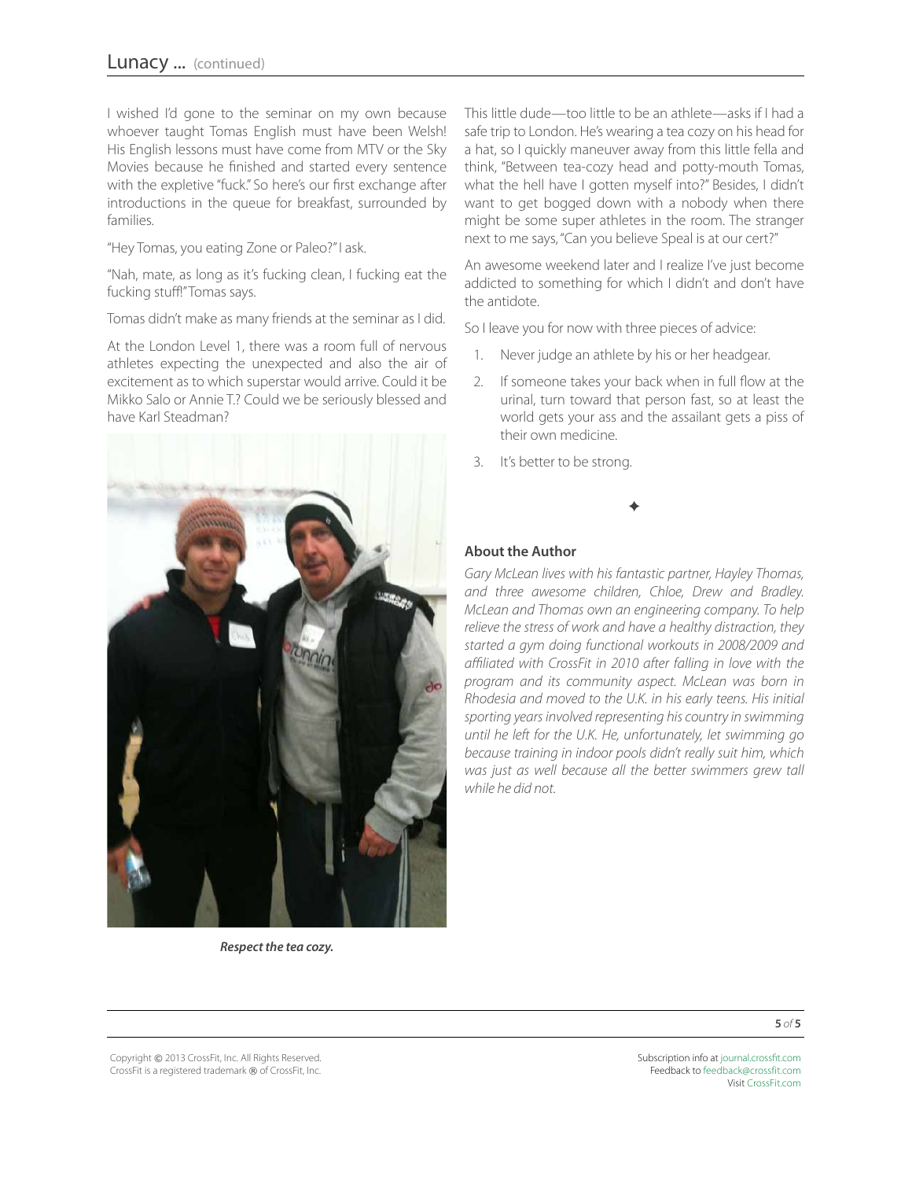I wished I'd gone to the seminar on my own because whoever taught Tomas English must have been Welsh! His English lessons must have come from MTV or the Sky Movies because he finished and started every sentence with the expletive "fuck." So here's our first exchange after introductions in the queue for breakfast, surrounded by families.

"Hey Tomas, you eating Zone or Paleo?" I ask.

"Nah, mate, as long as it's fucking clean, I fucking eat the fucking stuff!" Tomas says.

Tomas didn't make as many friends at the seminar as I did.

At the London Level 1, there was a room full of nervous athletes expecting the unexpected and also the air of excitement as to which superstar would arrive. Could it be Mikko Salo or Annie T.? Could we be seriously blessed and have Karl Steadman?

***Respect the tea cozy.***

This little dude—too little to be an athlete—asks if I had a safe trip to London. He's wearing a tea cozy on his head for a hat, so I quickly maneuver away from this little fella and think, "Between tea-cozy head and potty-mouth Tomas, what the hell have I gotten myself into?" Besides, I didn't want to get bogged down with a nobody when there might be some super athletes in the room. The stranger next to me says, "Can you believe Speal is at our cert?"

An awesome weekend later and I realize I've just become addicted to something for which I didn't and don't have the antidote.

So I leave you for now with three pieces of advice:

1. Never judge an athlete by his or her headgear.
2. If someone takes your back when in full flow at the urinal, turn toward that person fast, so at least the world gets your ass and the assailant gets a piss of their own medicine.
3. It's better to be strong.

✦

**About the Author**

*Gary McLean lives with his fantastic partner, Hayley Thomas, and three awesome children, Chloe, Drew and Bradley. McLean and Thomas own an engineering company. To help relieve the stress of work and have a healthy distraction, they started a gym doing functional workouts in 2008/2009 and affiliated with CrossFit in 2010 after falling in love with the program and its community aspect. McLean was born in Rhodesia and moved to the U.K. in his early teens. His initial sporting years involved representing his country in swimming until he left for the U.K. He, unfortunately, let swimming go because training in indoor pools didn't really suit him, which was just as well because all the better swimmers grew tall while he did not.*